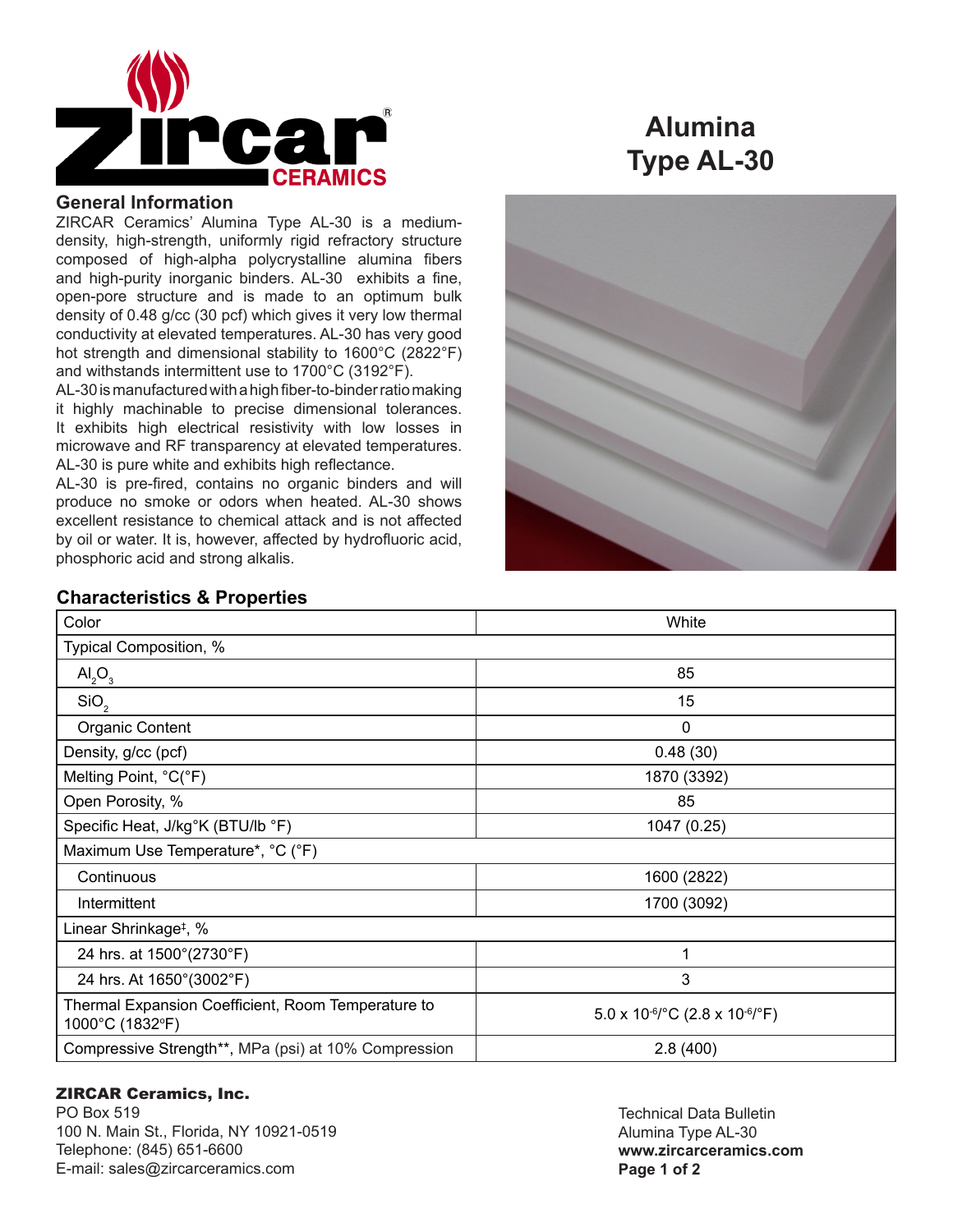# Alumina Type AL-30

## General Information

ZIRCAR Ceramics' Alumina Type AL-30 is a medium-density, high-strength, uniformly rigid refractory structure composed of high-alpha polycrystalline alumina fibers and high-purity inorganic binders. AL-30 exhibits a fine, open-pore structure and is made to an optimum bulk density of 0.48 g/cc (30 pcf) which gives it very low thermal conductivity at elevated temperatures. AL-30 has very good hot strength and dimensional stability to 1600°C (2822°F) and withstands intermittent use to 1700°C (3192°F).

AL-30 is manufactured with a high fiber-to-binder ratio making it highly machinable to precise dimensional tolerances. It exhibits high electrical resistivity with low losses in microwave and RF transparency at elevated temperatures. AL-30 is pure white and exhibits high reflectance.

AL-30 is pre-fired, contains no organic binders and will produce no smoke or odors when heated. AL-30 shows excellent resistance to chemical attack and is not affected by oil or water. It is, however, affected by hydrofluoric acid, phosphoric acid and strong alkalis.

## Characteristics & Properties

| Property | Value |
|---|---|
| Color | White |
| Typical Composition, % | |
| $Al_2O_3$ | 85 |
| $SiO_2$ | 15 |
| Organic Content | 0 |
| Density, g/cc (pcf) | 0.48 (30) |
| Melting Point, °C(°F) | 1870 (3392) |
| Open Porosity, % | 85 |
| Specific Heat, J/kg°K (BTU/lb °F) | 1047 (0.25) |
| Maximum Use Temperature*, °C (°F) | |
| Continuous | 1600 (2822) |
| Intermittent | 1700 (3092) |
| Linear Shrinkage‡, % | |
| 24 hrs. at 1500°(2730°F) | 1 |
| 24 hrs. At 1650°(3002°F) | 3 |
| Thermal Expansion Coefficient, Room Temperature to 1000°C (1832°F) | $5.0 \times 10^{-6}$/°C ($2.8 \times 10^{-6}$/°F) |
| Compressive Strength**, MPa (psi) at 10% Compression | 2.8 (400) |

**ZIRCAR Ceramics, Inc.**
PO Box 519
100 N. Main St., Florida, NY 10921-0519
Telephone: (845) 651-6600
E-mail: sales@zircarceramics.com

Technical Data Bulletin
Alumina Type AL-30
**www.zircarceramics.com**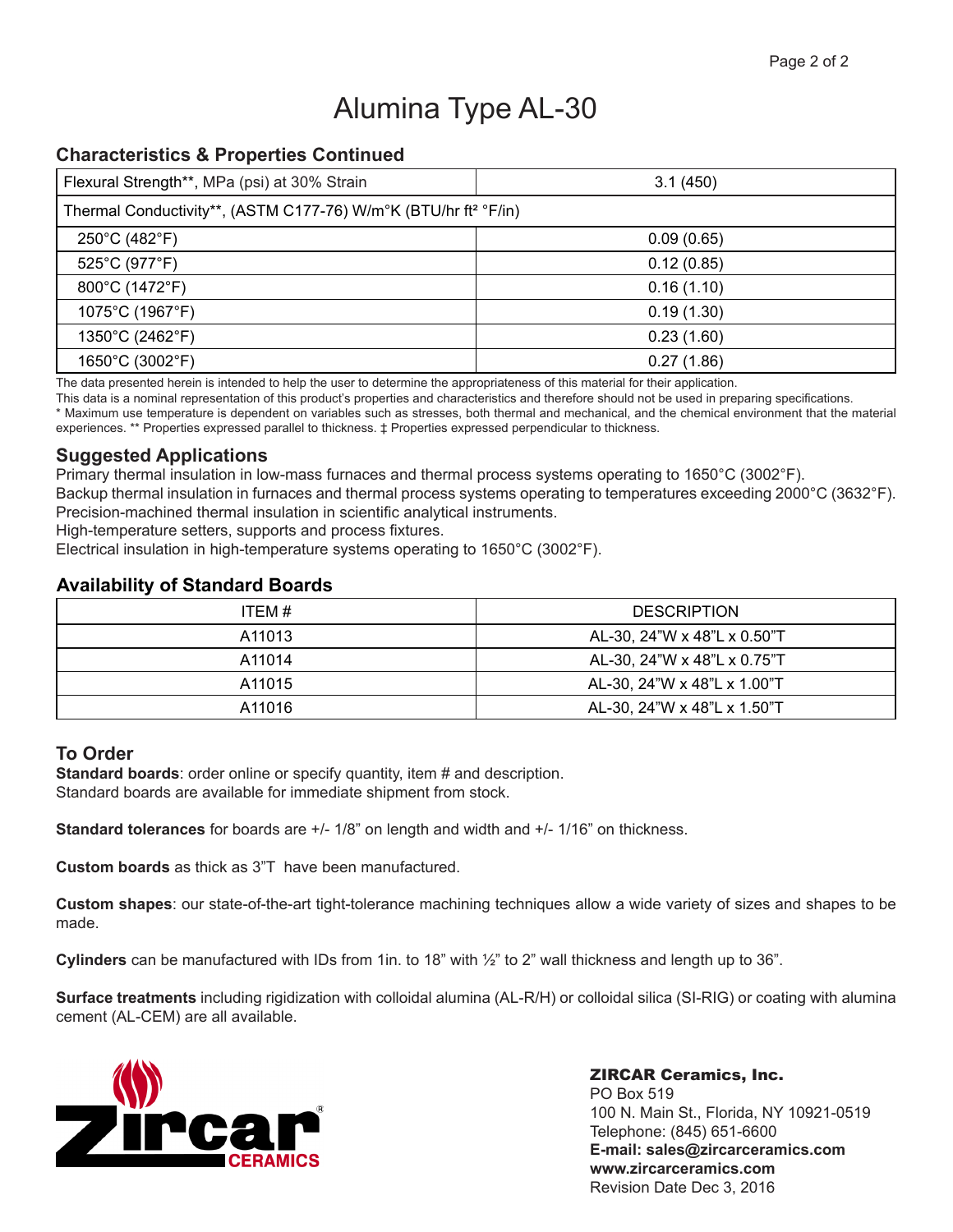# Alumina Type AL-30

## Characteristics & Properties Continued

| | |
|---|---|
| Flexural Strength**, MPa (psi) at 30% Strain | 3.1 (450) |
| Thermal Conductivity**, (ASTM C177-76) W/m°K (BTU/hr ft² °F/in) | |
| 250°C (482°F) | 0.09 (0.65) |
| 525°C (977°F) | 0.12 (0.85) |
| 800°C (1472°F) | 0.16 (1.10) |
| 1075°C (1967°F) | 0.19 (1.30) |
| 1350°C (2462°F) | 0.23 (1.60) |
| 1650°C (3002°F) | 0.27 (1.86) |

The data presented herein is intended to help the user to determine the appropriateness of this material for their application.
This data is a nominal representation of this product's properties and characteristics and therefore should not be used in preparing specifications.
* Maximum use temperature is dependent on variables such as stresses, both thermal and mechanical, and the chemical environment that the material experiences. ** Properties expressed parallel to thickness. ‡ Properties expressed perpendicular to thickness.

## Suggested Applications

Primary thermal insulation in low-mass furnaces and thermal process systems operating to 1650°C (3002°F).
Backup thermal insulation in furnaces and thermal process systems operating to temperatures exceeding 2000°C (3632°F).
Precision-machined thermal insulation in scientific analytical instruments.
High-temperature setters, supports and process fixtures.
Electrical insulation in high-temperature systems operating to 1650°C (3002°F).

## Availability of Standard Boards

| ITEM # | DESCRIPTION |
|---|---|
| A11013 | AL-30, 24"W x 48"L x 0.50"T |
| A11014 | AL-30, 24"W x 48"L x 0.75"T |
| A11015 | AL-30, 24"W x 48"L x 1.00"T |
| A11016 | AL-30, 24"W x 48"L x 1.50"T |

## To Order

**Standard boards**: order online or specify quantity, item # and description.
Standard boards are available for immediate shipment from stock.

**Standard tolerances** for boards are +/- 1/8" on length and width and +/- 1/16" on thickness.

**Custom boards** as thick as 3"T have been manufactured.

**Custom shapes**: our state-of-the-art tight-tolerance machining techniques allow a wide variety of sizes and shapes to be made.

**Cylinders** can be manufactured with IDs from 1in. to 18" with ½" to 2" wall thickness and length up to 36".

**Surface treatments** including rigidization with colloidal alumina (AL-R/H) or colloidal silica (SI-RIG) or coating with alumina cement (AL-CEM) are all available.

Zircar® CERAMICS

**ZIRCAR Ceramics, Inc.**
PO Box 519
100 N. Main St., Florida, NY 10921-0519
Telephone: (845) 651-6600
**E-mail: sales@zircarceramics.com**
**www.zircarceramics.com**
Revision Date Dec 3, 2016